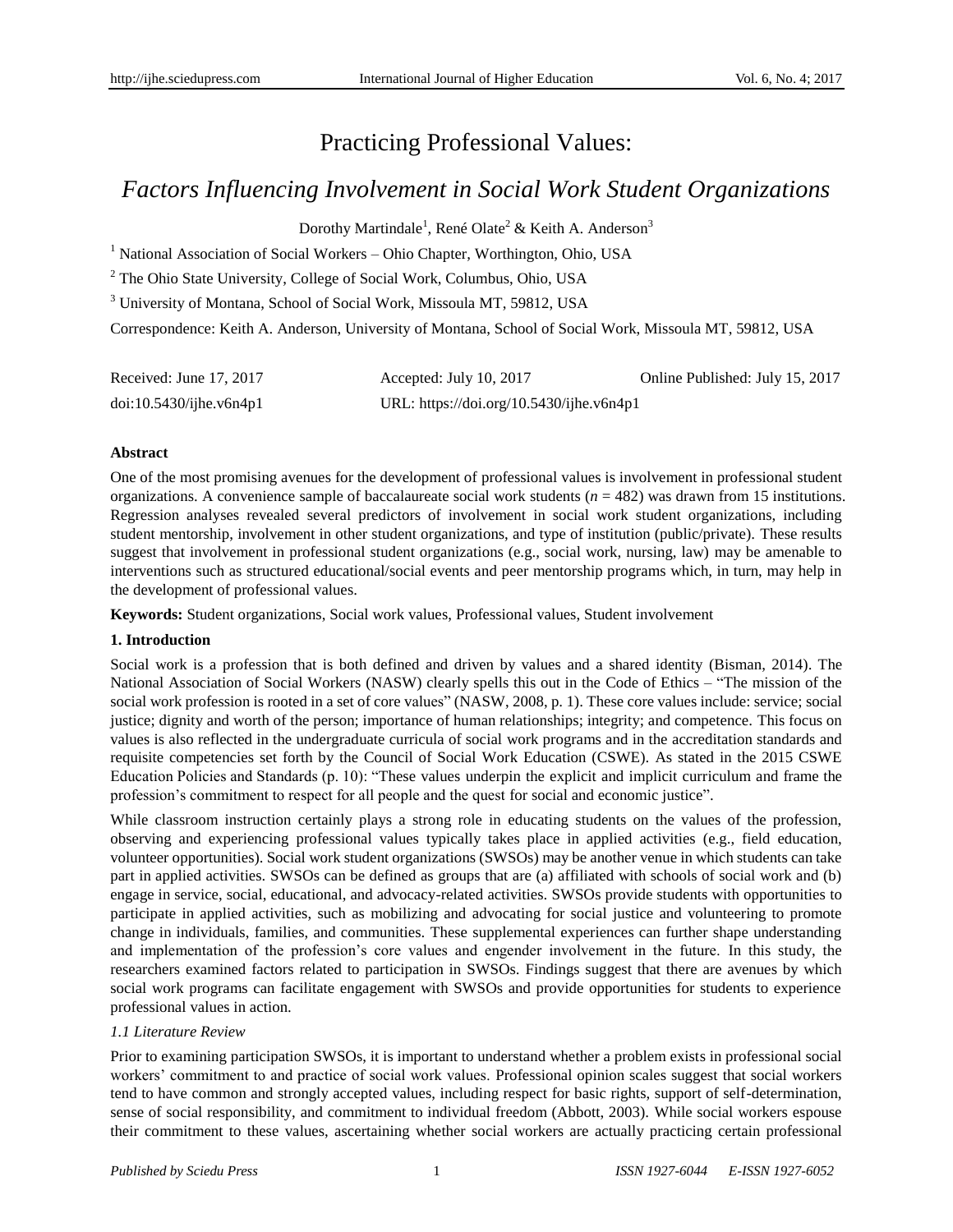# Practicing Professional Values:

## *Factors Influencing Involvement in Social Work Student Organizations*

Dorothy Martindale[1], René Olate[2] & Keith A. Anderson[3]

[1] National Association of Social Workers – Ohio Chapter, Worthington, Ohio, USA

[2] The Ohio State University, College of Social Work, Columbus, Ohio, USA

[3] University of Montana, School of Social Work, Missoula MT, 59812, USA

Correspondence: Keith A. Anderson, University of Montana, School of Social Work, Missoula MT, 59812, USA

Received: June 17, 2017 Accepted: July 10, 2017 Online Published: July 15, 2017

doi:10.5430/ijhe.v6n4p1 URL: https://doi.org/10.5430/ijhe.v6n4p1

**Abstract**

One of the most promising avenues for the development of professional values is involvement in professional student organizations. A convenience sample of baccalaureate social work students ($n$ = 482) was drawn from 15 institutions. Regression analyses revealed several predictors of involvement in social work student organizations, including student mentorship, involvement in other student organizations, and type of institution (public/private). These results suggest that involvement in professional student organizations (e.g., social work, nursing, law) may be amenable to interventions such as structured educational/social events and peer mentorship programs which, in turn, may help in the development of professional values.

**Keywords:** Student organizations, Social work values, Professional values, Student involvement

### 1. Introduction

Social work is a profession that is both defined and driven by values and a shared identity (Bisman, 2014). The National Association of Social Workers (NASW) clearly spells this out in the Code of Ethics – "The mission of the social work profession is rooted in a set of core values" (NASW, 2008, p. 1). These core values include: service; social justice; dignity and worth of the person; importance of human relationships; integrity; and competence. This focus on values is also reflected in the undergraduate curricula of social work programs and in the accreditation standards and requisite competencies set forth by the Council of Social Work Education (CSWE). As stated in the 2015 CSWE Education Policies and Standards (p. 10): "These values underpin the explicit and implicit curriculum and frame the profession's commitment to respect for all people and the quest for social and economic justice".

While classroom instruction certainly plays a strong role in educating students on the values of the profession, observing and experiencing professional values typically takes place in applied activities (e.g., field education, volunteer opportunities). Social work student organizations (SWSOs) may be another venue in which students can take part in applied activities. SWSOs can be defined as groups that are (a) affiliated with schools of social work and (b) engage in service, social, educational, and advocacy-related activities. SWSOs provide students with opportunities to participate in applied activities, such as mobilizing and advocating for social justice and volunteering to promote change in individuals, families, and communities. These supplemental experiences can further shape understanding and implementation of the profession's core values and engender involvement in the future. In this study, the researchers examined factors related to participation in SWSOs. Findings suggest that there are avenues by which social work programs can facilitate engagement with SWSOs and provide opportunities for students to experience professional values in action.

#### *1.1 Literature Review*

Prior to examining participation SWSOs, it is important to understand whether a problem exists in professional social workers' commitment to and practice of social work values. Professional opinion scales suggest that social workers tend to have common and strongly accepted values, including respect for basic rights, support of self-determination, sense of social responsibility, and commitment to individual freedom (Abbott, 2003). While social workers espouse their commitment to these values, ascertaining whether social workers are actually practicing certain professional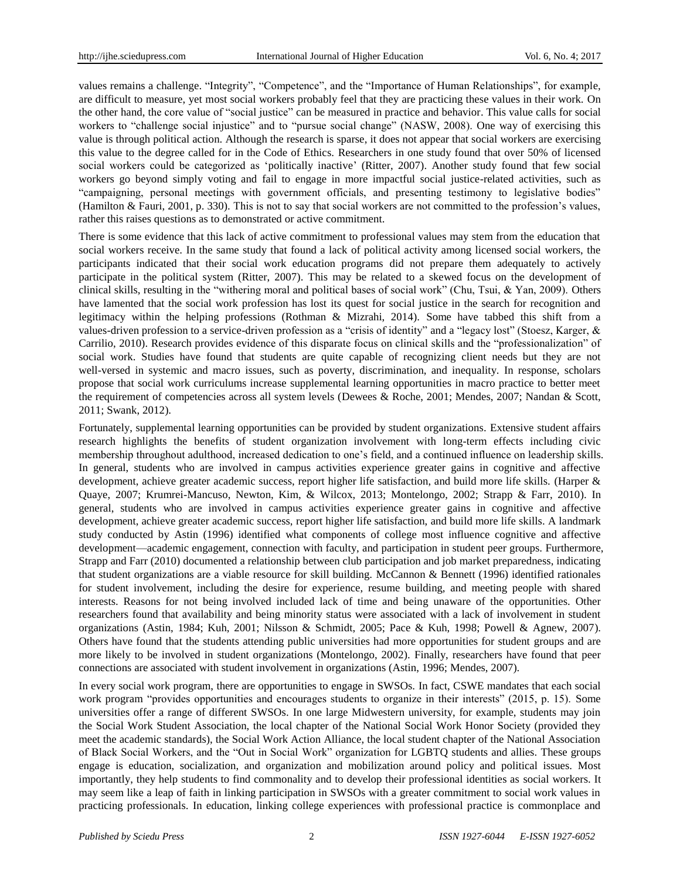values remains a challenge. "Integrity", "Competence", and the "Importance of Human Relationships", for example, are difficult to measure, yet most social workers probably feel that they are practicing these values in their work. On the other hand, the core value of "social justice" can be measured in practice and behavior. This value calls for social workers to "challenge social injustice" and to "pursue social change" (NASW, 2008). One way of exercising this value is through political action. Although the research is sparse, it does not appear that social workers are exercising this value to the degree called for in the Code of Ethics. Researchers in one study found that over 50% of licensed social workers could be categorized as 'politically inactive' (Ritter, 2007). Another study found that few social workers go beyond simply voting and fail to engage in more impactful social justice-related activities, such as "campaigning, personal meetings with government officials, and presenting testimony to legislative bodies" (Hamilton & Fauri, 2001, p. 330). This is not to say that social workers are not committed to the profession's values, rather this raises questions as to demonstrated or active commitment.

There is some evidence that this lack of active commitment to professional values may stem from the education that social workers receive. In the same study that found a lack of political activity among licensed social workers, the participants indicated that their social work education programs did not prepare them adequately to actively participate in the political system (Ritter, 2007). This may be related to a skewed focus on the development of clinical skills, resulting in the "withering moral and political bases of social work" (Chu, Tsui, & Yan, 2009). Others have lamented that the social work profession has lost its quest for social justice in the search for recognition and legitimacy within the helping professions (Rothman & Mizrahi, 2014). Some have tabbed this shift from a values-driven profession to a service-driven profession as a "crisis of identity" and a "legacy lost" (Stoesz, Karger, & Carrilio, 2010). Research provides evidence of this disparate focus on clinical skills and the "professionalization" of social work. Studies have found that students are quite capable of recognizing client needs but they are not well-versed in systemic and macro issues, such as poverty, discrimination, and inequality. In response, scholars propose that social work curriculums increase supplemental learning opportunities in macro practice to better meet the requirement of competencies across all system levels (Dewees & Roche, 2001; Mendes, 2007; Nandan & Scott, 2011; Swank, 2012).

Fortunately, supplemental learning opportunities can be provided by student organizations. Extensive student affairs research highlights the benefits of student organization involvement with long-term effects including civic membership throughout adulthood, increased dedication to one's field, and a continued influence on leadership skills. In general, students who are involved in campus activities experience greater gains in cognitive and affective development, achieve greater academic success, report higher life satisfaction, and build more life skills. (Harper & Quaye, 2007; Krumrei-Mancuso, Newton, Kim, & Wilcox, 2013; Montelongo, 2002; Strapp & Farr, 2010). In general, students who are involved in campus activities experience greater gains in cognitive and affective development, achieve greater academic success, report higher life satisfaction, and build more life skills. A landmark study conducted by Astin (1996) identified what components of college most influence cognitive and affective development—academic engagement, connection with faculty, and participation in student peer groups. Furthermore, Strapp and Farr (2010) documented a relationship between club participation and job market preparedness, indicating that student organizations are a viable resource for skill building. McCannon & Bennett (1996) identified rationales for student involvement, including the desire for experience, resume building, and meeting people with shared interests. Reasons for not being involved included lack of time and being unaware of the opportunities. Other researchers found that availability and being minority status were associated with a lack of involvement in student organizations (Astin, 1984; Kuh, 2001; Nilsson & Schmidt, 2005; Pace & Kuh, 1998; Powell & Agnew, 2007). Others have found that the students attending public universities had more opportunities for student groups and are more likely to be involved in student organizations (Montelongo, 2002). Finally, researchers have found that peer connections are associated with student involvement in organizations (Astin, 1996; Mendes, 2007).

In every social work program, there are opportunities to engage in SWSOs. In fact, CSWE mandates that each social work program "provides opportunities and encourages students to organize in their interests" (2015, p. 15). Some universities offer a range of different SWSOs. In one large Midwestern university, for example, students may join the Social Work Student Association, the local chapter of the National Social Work Honor Society (provided they meet the academic standards), the Social Work Action Alliance, the local student chapter of the National Association of Black Social Workers, and the "Out in Social Work" organization for LGBTQ students and allies. These groups engage is education, socialization, and organization and mobilization around policy and political issues. Most importantly, they help students to find commonality and to develop their professional identities as social workers. It may seem like a leap of faith in linking participation in SWSOs with a greater commitment to social work values in practicing professionals. In education, linking college experiences with professional practice is commonplace and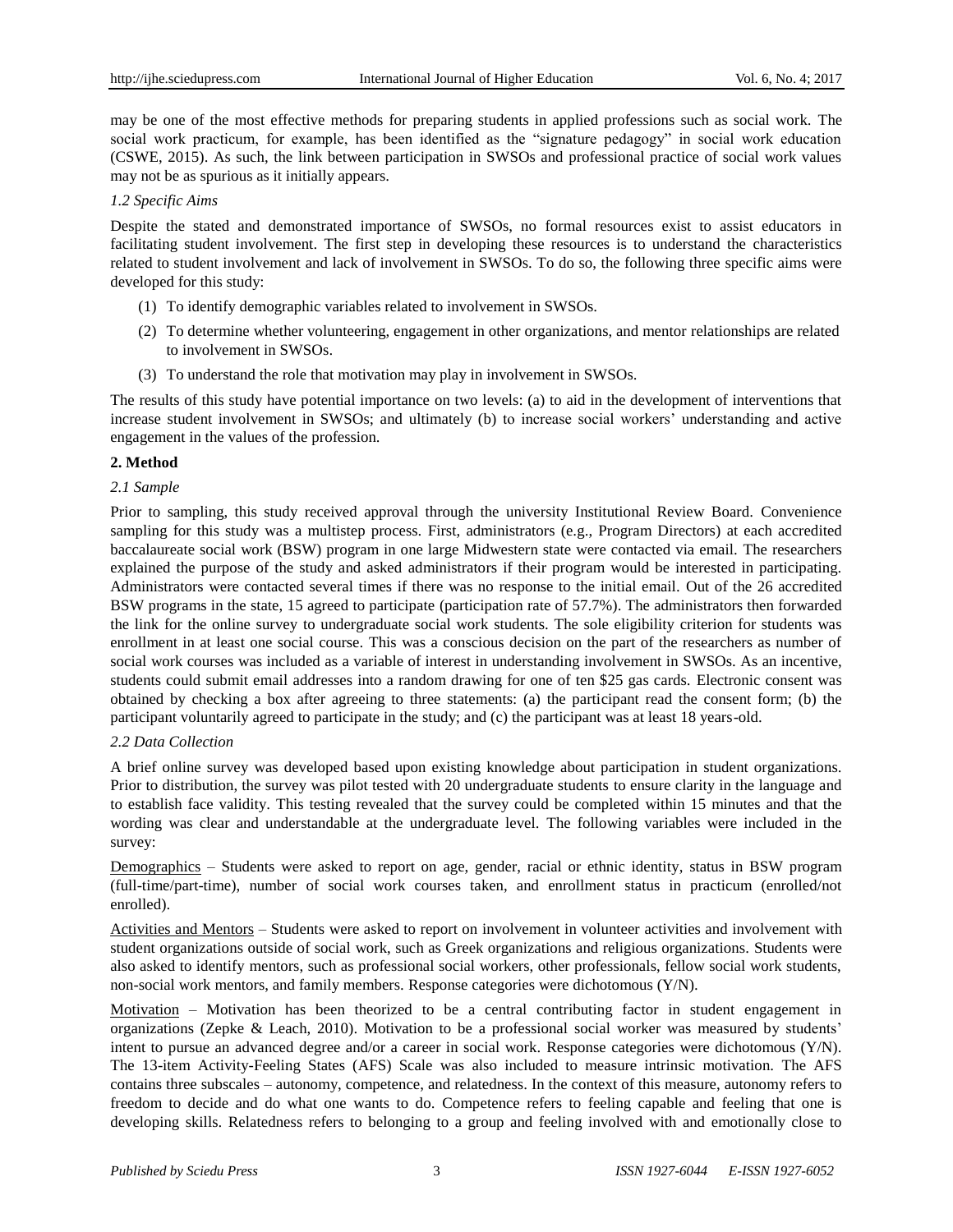may be one of the most effective methods for preparing students in applied professions such as social work. The social work practicum, for example, has been identified as the "signature pedagogy" in social work education (CSWE, 2015). As such, the link between participation in SWSOs and professional practice of social work values may not be as spurious as it initially appears.

### *1.2 Specific Aims*

Despite the stated and demonstrated importance of SWSOs, no formal resources exist to assist educators in facilitating student involvement. The first step in developing these resources is to understand the characteristics related to student involvement and lack of involvement in SWSOs. To do so, the following three specific aims were developed for this study:

(1) To identify demographic variables related to involvement in SWSOs.

(2) To determine whether volunteering, engagement in other organizations, and mentor relationships are related to involvement in SWSOs.

(3) To understand the role that motivation may play in involvement in SWSOs.

The results of this study have potential importance on two levels: (a) to aid in the development of interventions that increase student involvement in SWSOs; and ultimately (b) to increase social workers' understanding and active engagement in the values of the profession.

## **2. Method**

### *2.1 Sample*

Prior to sampling, this study received approval through the university Institutional Review Board. Convenience sampling for this study was a multistep process. First, administrators (e.g., Program Directors) at each accredited baccalaureate social work (BSW) program in one large Midwestern state were contacted via email. The researchers explained the purpose of the study and asked administrators if their program would be interested in participating. Administrators were contacted several times if there was no response to the initial email. Out of the 26 accredited BSW programs in the state, 15 agreed to participate (participation rate of 57.7%). The administrators then forwarded the link for the online survey to undergraduate social work students. The sole eligibility criterion for students was enrollment in at least one social course. This was a conscious decision on the part of the researchers as number of social work courses was included as a variable of interest in understanding involvement in SWSOs. As an incentive, students could submit email addresses into a random drawing for one of ten $25 gas cards. Electronic consent was obtained by checking a box after agreeing to three statements: (a) the participant read the consent form; (b) the participant voluntarily agreed to participate in the study; and (c) the participant was at least 18 years-old.

### *2.2 Data Collection*

A brief online survey was developed based upon existing knowledge about participation in student organizations. Prior to distribution, the survey was pilot tested with 20 undergraduate students to ensure clarity in the language and to establish face validity. This testing revealed that the survey could be completed within 15 minutes and that the wording was clear and understandable at the undergraduate level. The following variables were included in the survey:

Demographics – Students were asked to report on age, gender, racial or ethnic identity, status in BSW program (full-time/part-time), number of social work courses taken, and enrollment status in practicum (enrolled/not enrolled).

Activities and Mentors – Students were asked to report on involvement in volunteer activities and involvement with student organizations outside of social work, such as Greek organizations and religious organizations. Students were also asked to identify mentors, such as professional social workers, other professionals, fellow social work students, non-social work mentors, and family members. Response categories were dichotomous (Y/N).

Motivation – Motivation has been theorized to be a central contributing factor in student engagement in organizations (Zepke & Leach, 2010). Motivation to be a professional social worker was measured by students' intent to pursue an advanced degree and/or a career in social work. Response categories were dichotomous (Y/N). The 13-item Activity-Feeling States (AFS) Scale was also included to measure intrinsic motivation. The AFS contains three subscales – autonomy, competence, and relatedness. In the context of this measure, autonomy refers to freedom to decide and do what one wants to do. Competence refers to feeling capable and feeling that one is developing skills. Relatedness refers to belonging to a group and feeling involved with and emotionally close to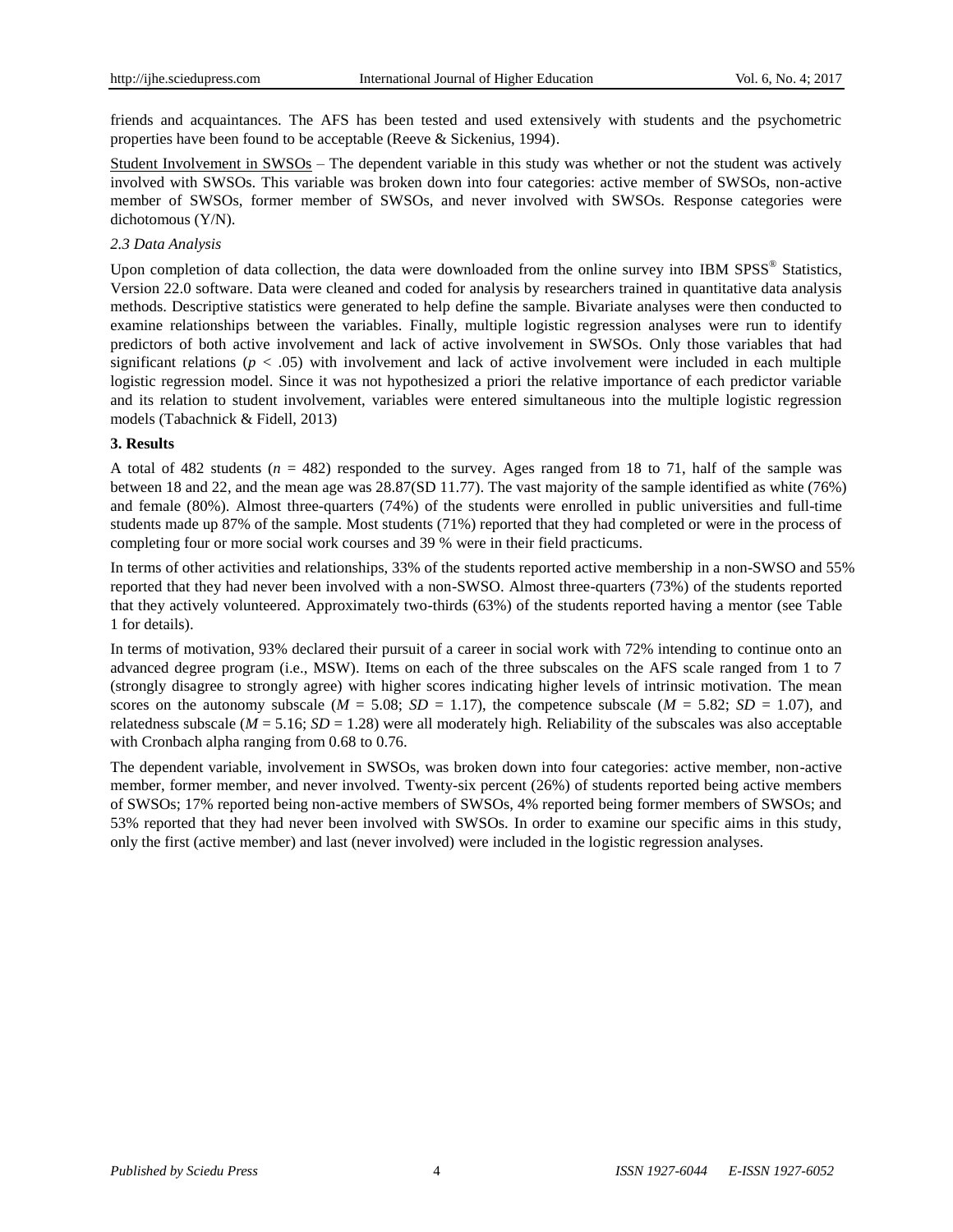friends and acquaintances. The AFS has been tested and used extensively with students and the psychometric properties have been found to be acceptable (Reeve & Sickenius, 1994).

Student Involvement in SWSOs – The dependent variable in this study was whether or not the student was actively involved with SWSOs. This variable was broken down into four categories: active member of SWSOs, non-active member of SWSOs, former member of SWSOs, and never involved with SWSOs. Response categories were dichotomous (Y/N).

### *2.3 Data Analysis*

Upon completion of data collection, the data were downloaded from the online survey into IBM SPSS® Statistics, Version 22.0 software. Data were cleaned and coded for analysis by researchers trained in quantitative data analysis methods. Descriptive statistics were generated to help define the sample. Bivariate analyses were then conducted to examine relationships between the variables. Finally, multiple logistic regression analyses were run to identify predictors of both active involvement and lack of active involvement in SWSOs. Only those variables that had significant relations ($p < .05$) with involvement and lack of active involvement were included in each multiple logistic regression model. Since it was not hypothesized a priori the relative importance of each predictor variable and its relation to student involvement, variables were entered simultaneous into the multiple logistic regression models (Tabachnick & Fidell, 2013)

## **3. Results**

A total of 482 students ($n = 482$) responded to the survey. Ages ranged from 18 to 71, half of the sample was between 18 and 22, and the mean age was 28.87(SD 11.77). The vast majority of the sample identified as white (76%) and female (80%). Almost three-quarters (74%) of the students were enrolled in public universities and full-time students made up 87% of the sample. Most students (71%) reported that they had completed or were in the process of completing four or more social work courses and 39 % were in their field practicums.

In terms of other activities and relationships, 33% of the students reported active membership in a non-SWSO and 55% reported that they had never been involved with a non-SWSO. Almost three-quarters (73%) of the students reported that they actively volunteered. Approximately two-thirds (63%) of the students reported having a mentor (see Table 1 for details).

In terms of motivation, 93% declared their pursuit of a career in social work with 72% intending to continue onto an advanced degree program (i.e., MSW). Items on each of the three subscales on the AFS scale ranged from 1 to 7 (strongly disagree to strongly agree) with higher scores indicating higher levels of intrinsic motivation. The mean scores on the autonomy subscale ($M = 5.08$; $SD = 1.17$), the competence subscale ($M = 5.82$; $SD = 1.07$), and relatedness subscale ($M = 5.16$; $SD = 1.28$) were all moderately high. Reliability of the subscales was also acceptable with Cronbach alpha ranging from 0.68 to 0.76.

The dependent variable, involvement in SWSOs, was broken down into four categories: active member, non-active member, former member, and never involved. Twenty-six percent (26%) of students reported being active members of SWSOs; 17% reported being non-active members of SWSOs, 4% reported being former members of SWSOs; and 53% reported that they had never been involved with SWSOs. In order to examine our specific aims in this study, only the first (active member) and last (never involved) were included in the logistic regression analyses.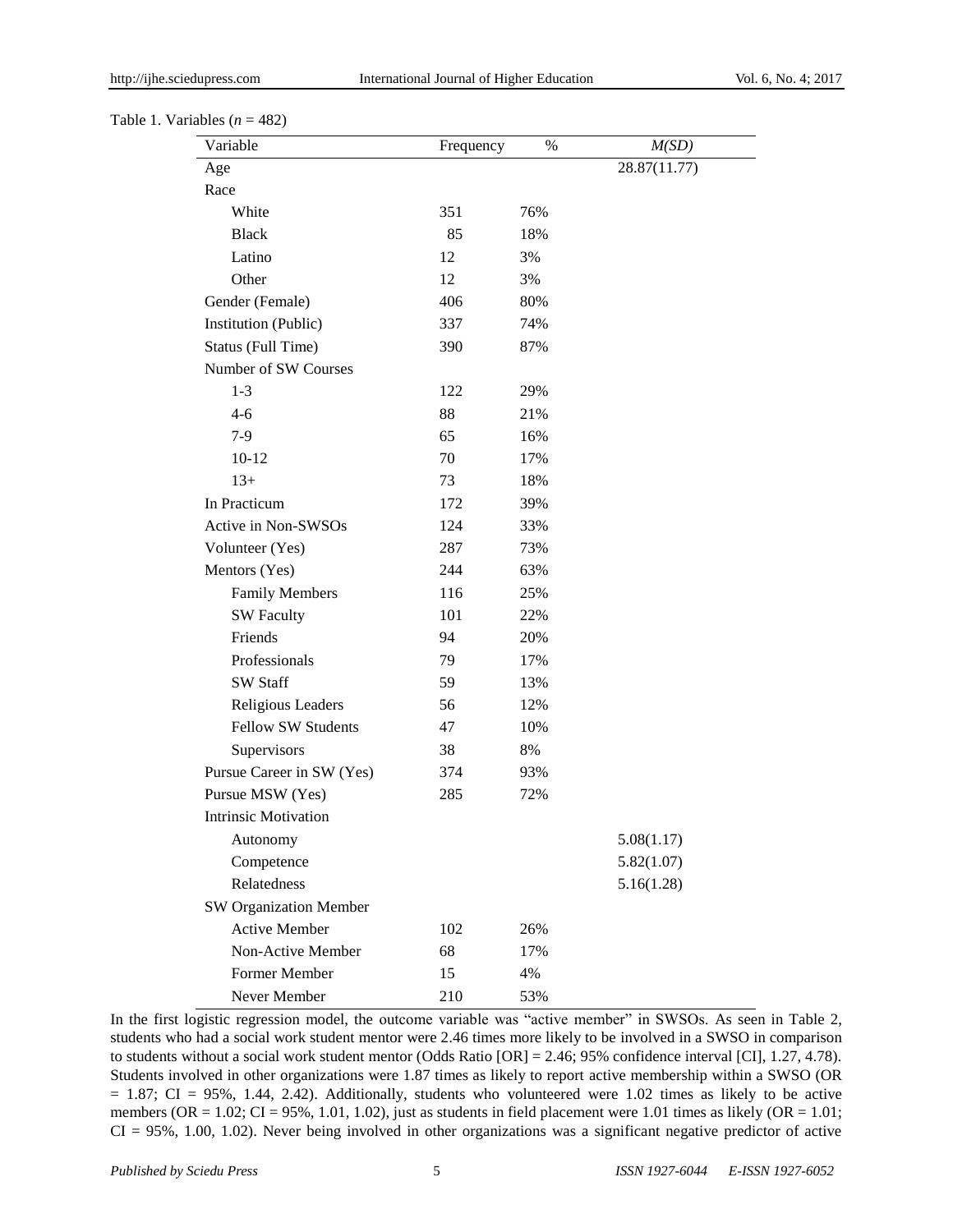Table 1. Variables ($n$ = 482)

| Variable | Frequency | % | *M(SD)* |
|---|---|---|---|
| Age | | | 28.87(11.77) |
| Race | | | |
| White | 351 | 76% | |
| Black | 85 | 18% | |
| Latino | 12 | 3% | |
| Other | 12 | 3% | |
| Gender (Female) | 406 | 80% | |
| Institution (Public) | 337 | 74% | |
| Status (Full Time) | 390 | 87% | |
| Number of SW Courses | | | |
| 1-3 | 122 | 29% | |
| 4-6 | 88 | 21% | |
| 7-9 | 65 | 16% | |
| 10-12 | 70 | 17% | |
| 13+ | 73 | 18% | |
| In Practicum | 172 | 39% | |
| Active in Non-SWSOs | 124 | 33% | |
| Volunteer (Yes) | 287 | 73% | |
| Mentors (Yes) | 244 | 63% | |
| Family Members | 116 | 25% | |
| SW Faculty | 101 | 22% | |
| Friends | 94 | 20% | |
| Professionals | 79 | 17% | |
| SW Staff | 59 | 13% | |
| Religious Leaders | 56 | 12% | |
| Fellow SW Students | 47 | 10% | |
| Supervisors | 38 | 8% | |
| Pursue Career in SW (Yes) | 374 | 93% | |
| Pursue MSW (Yes) | 285 | 72% | |
| Intrinsic Motivation | | | |
| Autonomy | | | 5.08(1.17) |
| Competence | | | 5.82(1.07) |
| Relatedness | | | 5.16(1.28) |
| SW Organization Member | | | |
| Active Member | 102 | 26% | |
| Non-Active Member | 68 | 17% | |
| Former Member | 15 | 4% | |
| Never Member | 210 | 53% | |

In the first logistic regression model, the outcome variable was "active member" in SWSOs. As seen in Table 2, students who had a social work student mentor were 2.46 times more likely to be involved in a SWSO in comparison to students without a social work student mentor (Odds Ratio [OR] = 2.46; 95% confidence interval [CI], 1.27, 4.78). Students involved in other organizations were 1.87 times as likely to report active membership within a SWSO (OR = 1.87; CI = 95%, 1.44, 2.42). Additionally, students who volunteered were 1.02 times as likely to be active members (OR = 1.02; CI = 95%, 1.01, 1.02), just as students in field placement were 1.01 times as likely (OR = 1.01; CI = 95%, 1.00, 1.02). Never being involved in other organizations was a significant negative predictor of active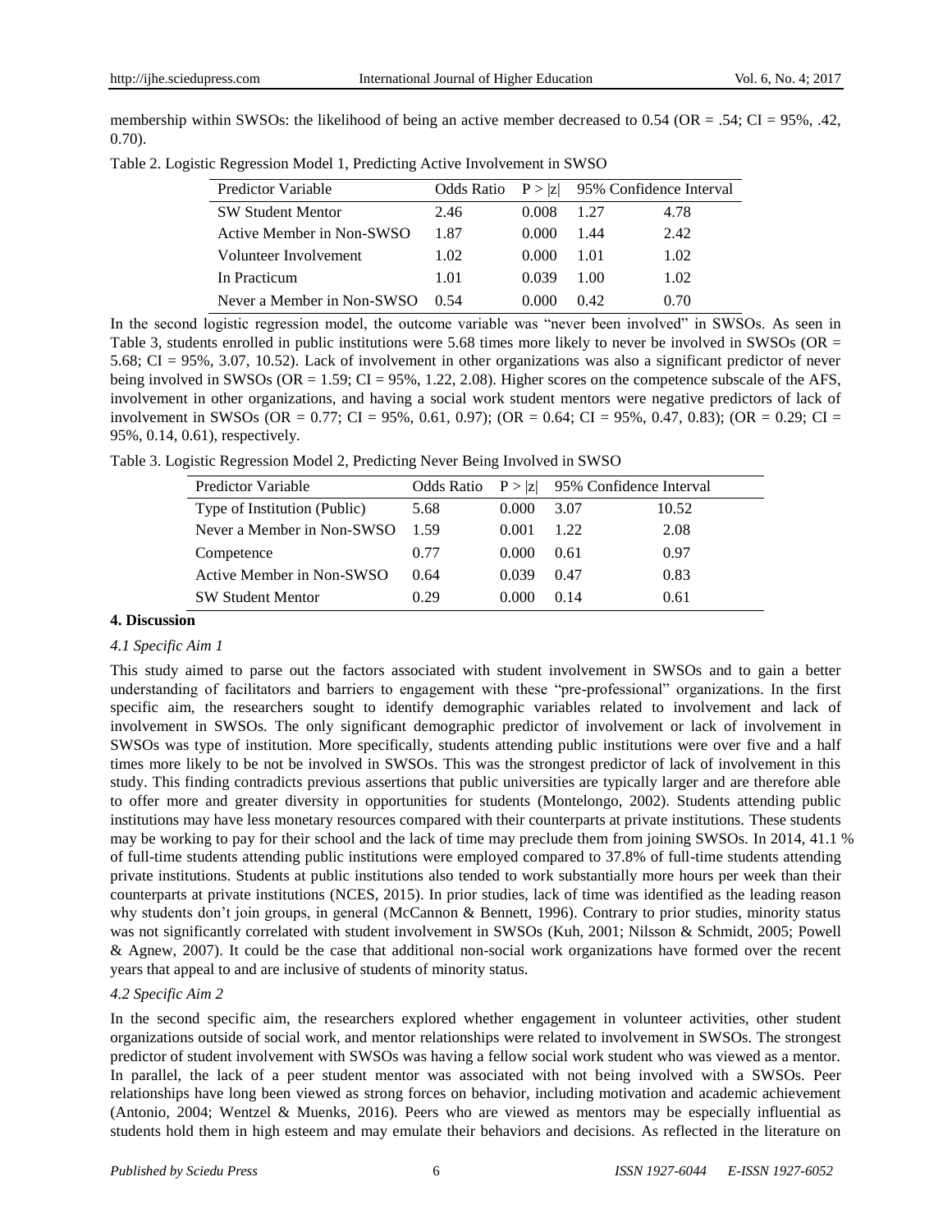membership within SWSOs: the likelihood of being an active member decreased to 0.54 (OR = .54; CI = 95%, .42, 0.70).

Table 2. Logistic Regression Model 1, Predicting Active Involvement in SWSO

| Predictor Variable | Odds Ratio | P > \|z\| | 95% Confidence Interval | |
|---|---|---|---|---|
| SW Student Mentor | 2.46 | 0.008 | 1.27 | 4.78 |
| Active Member in Non-SWSO | 1.87 | 0.000 | 1.44 | 2.42 |
| Volunteer Involvement | 1.02 | 0.000 | 1.01 | 1.02 |
| In Practicum | 1.01 | 0.039 | 1.00 | 1.02 |
| Never a Member in Non-SWSO | 0.54 | 0.000 | 0.42 | 0.70 |

In the second logistic regression model, the outcome variable was "never been involved" in SWSOs. As seen in Table 3, students enrolled in public institutions were 5.68 times more likely to never be involved in SWSOs (OR = 5.68; CI = 95%, 3.07, 10.52). Lack of involvement in other organizations was also a significant predictor of never being involved in SWSOs (OR = 1.59; CI = 95%, 1.22, 2.08). Higher scores on the competence subscale of the AFS, involvement in other organizations, and having a social work student mentors were negative predictors of lack of involvement in SWSOs (OR = 0.77; CI = 95%, 0.61, 0.97); (OR = 0.64; CI = 95%, 0.47, 0.83); (OR = 0.29; CI = 95%, 0.14, 0.61), respectively.

Table 3. Logistic Regression Model 2, Predicting Never Being Involved in SWSO

| Predictor Variable | Odds Ratio | P > \|z\| | 95% Confidence Interval | |
|---|---|---|---|---|
| Type of Institution (Public) | 5.68 | 0.000 | 3.07 | 10.52 |
| Never a Member in Non-SWSO | 1.59 | 0.001 | 1.22 | 2.08 |
| Competence | 0.77 | 0.000 | 0.61 | 0.97 |
| Active Member in Non-SWSO | 0.64 | 0.039 | 0.47 | 0.83 |
| SW Student Mentor | 0.29 | 0.000 | 0.14 | 0.61 |

## 4. Discussion

### *4.1 Specific Aim 1*

This study aimed to parse out the factors associated with student involvement in SWSOs and to gain a better understanding of facilitators and barriers to engagement with these "pre-professional" organizations. In the first specific aim, the researchers sought to identify demographic variables related to involvement and lack of involvement in SWSOs. The only significant demographic predictor of involvement or lack of involvement in SWSOs was type of institution. More specifically, students attending public institutions were over five and a half times more likely to be not be involved in SWSOs. This was the strongest predictor of lack of involvement in this study. This finding contradicts previous assertions that public universities are typically larger and are therefore able to offer more and greater diversity in opportunities for students (Montelongo, 2002). Students attending public institutions may have less monetary resources compared with their counterparts at private institutions. These students may be working to pay for their school and the lack of time may preclude them from joining SWSOs. In 2014, 41.1 % of full-time students attending public institutions were employed compared to 37.8% of full-time students attending private institutions. Students at public institutions also tended to work substantially more hours per week than their counterparts at private institutions (NCES, 2015). In prior studies, lack of time was identified as the leading reason why students don't join groups, in general (McCannon & Bennett, 1996). Contrary to prior studies, minority status was not significantly correlated with student involvement in SWSOs (Kuh, 2001; Nilsson & Schmidt, 2005; Powell & Agnew, 2007). It could be the case that additional non-social work organizations have formed over the recent years that appeal to and are inclusive of students of minority status.

### *4.2 Specific Aim 2*

In the second specific aim, the researchers explored whether engagement in volunteer activities, other student organizations outside of social work, and mentor relationships were related to involvement in SWSOs. The strongest predictor of student involvement with SWSOs was having a fellow social work student who was viewed as a mentor. In parallel, the lack of a peer student mentor was associated with not being involved with a SWSOs. Peer relationships have long been viewed as strong forces on behavior, including motivation and academic achievement (Antonio, 2004; Wentzel & Muenks, 2016). Peers who are viewed as mentors may be especially influential as students hold them in high esteem and may emulate their behaviors and decisions. As reflected in the literature on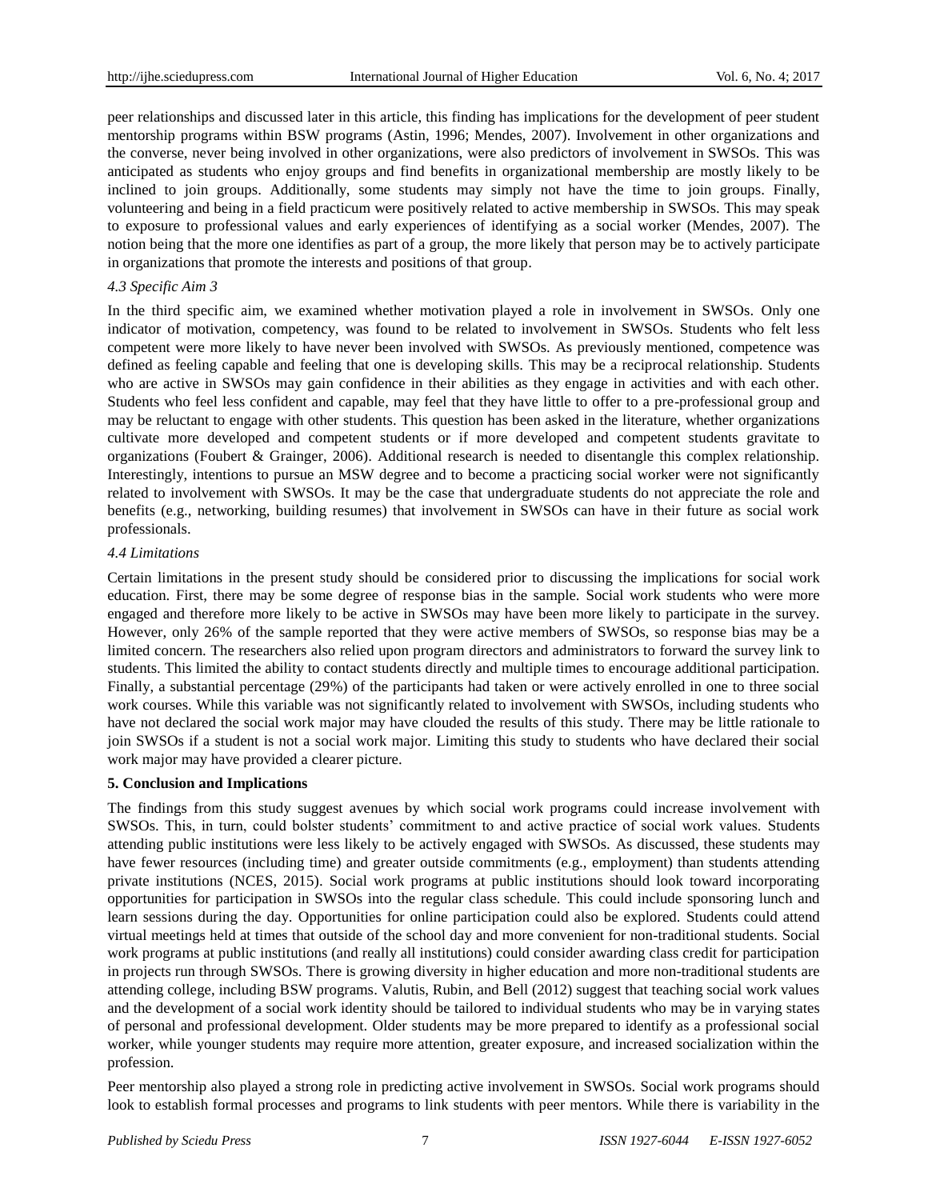peer relationships and discussed later in this article, this finding has implications for the development of peer student mentorship programs within BSW programs (Astin, 1996; Mendes, 2007). Involvement in other organizations and the converse, never being involved in other organizations, were also predictors of involvement in SWSOs. This was anticipated as students who enjoy groups and find benefits in organizational membership are mostly likely to be inclined to join groups. Additionally, some students may simply not have the time to join groups. Finally, volunteering and being in a field practicum were positively related to active membership in SWSOs. This may speak to exposure to professional values and early experiences of identifying as a social worker (Mendes, 2007). The notion being that the more one identifies as part of a group, the more likely that person may be to actively participate in organizations that promote the interests and positions of that group.

### *4.3 Specific Aim 3*

In the third specific aim, we examined whether motivation played a role in involvement in SWSOs. Only one indicator of motivation, competency, was found to be related to involvement in SWSOs. Students who felt less competent were more likely to have never been involved with SWSOs. As previously mentioned, competence was defined as feeling capable and feeling that one is developing skills. This may be a reciprocal relationship. Students who are active in SWSOs may gain confidence in their abilities as they engage in activities and with each other. Students who feel less confident and capable, may feel that they have little to offer to a pre-professional group and may be reluctant to engage with other students. This question has been asked in the literature, whether organizations cultivate more developed and competent students or if more developed and competent students gravitate to organizations (Foubert & Grainger, 2006). Additional research is needed to disentangle this complex relationship. Interestingly, intentions to pursue an MSW degree and to become a practicing social worker were not significantly related to involvement with SWSOs. It may be the case that undergraduate students do not appreciate the role and benefits (e.g., networking, building resumes) that involvement in SWSOs can have in their future as social work professionals.

### *4.4 Limitations*

Certain limitations in the present study should be considered prior to discussing the implications for social work education. First, there may be some degree of response bias in the sample. Social work students who were more engaged and therefore more likely to be active in SWSOs may have been more likely to participate in the survey. However, only 26% of the sample reported that they were active members of SWSOs, so response bias may be a limited concern. The researchers also relied upon program directors and administrators to forward the survey link to students. This limited the ability to contact students directly and multiple times to encourage additional participation. Finally, a substantial percentage (29%) of the participants had taken or were actively enrolled in one to three social work courses. While this variable was not significantly related to involvement with SWSOs, including students who have not declared the social work major may have clouded the results of this study. There may be little rationale to join SWSOs if a student is not a social work major. Limiting this study to students who have declared their social work major may have provided a clearer picture.

## **5. Conclusion and Implications**

The findings from this study suggest avenues by which social work programs could increase involvement with SWSOs. This, in turn, could bolster students' commitment to and active practice of social work values. Students attending public institutions were less likely to be actively engaged with SWSOs. As discussed, these students may have fewer resources (including time) and greater outside commitments (e.g., employment) than students attending private institutions (NCES, 2015). Social work programs at public institutions should look toward incorporating opportunities for participation in SWSOs into the regular class schedule. This could include sponsoring lunch and learn sessions during the day. Opportunities for online participation could also be explored. Students could attend virtual meetings held at times that outside of the school day and more convenient for non-traditional students. Social work programs at public institutions (and really all institutions) could consider awarding class credit for participation in projects run through SWSOs. There is growing diversity in higher education and more non-traditional students are attending college, including BSW programs. Valutis, Rubin, and Bell (2012) suggest that teaching social work values and the development of a social work identity should be tailored to individual students who may be in varying states of personal and professional development. Older students may be more prepared to identify as a professional social worker, while younger students may require more attention, greater exposure, and increased socialization within the profession.

Peer mentorship also played a strong role in predicting active involvement in SWSOs. Social work programs should look to establish formal processes and programs to link students with peer mentors. While there is variability in the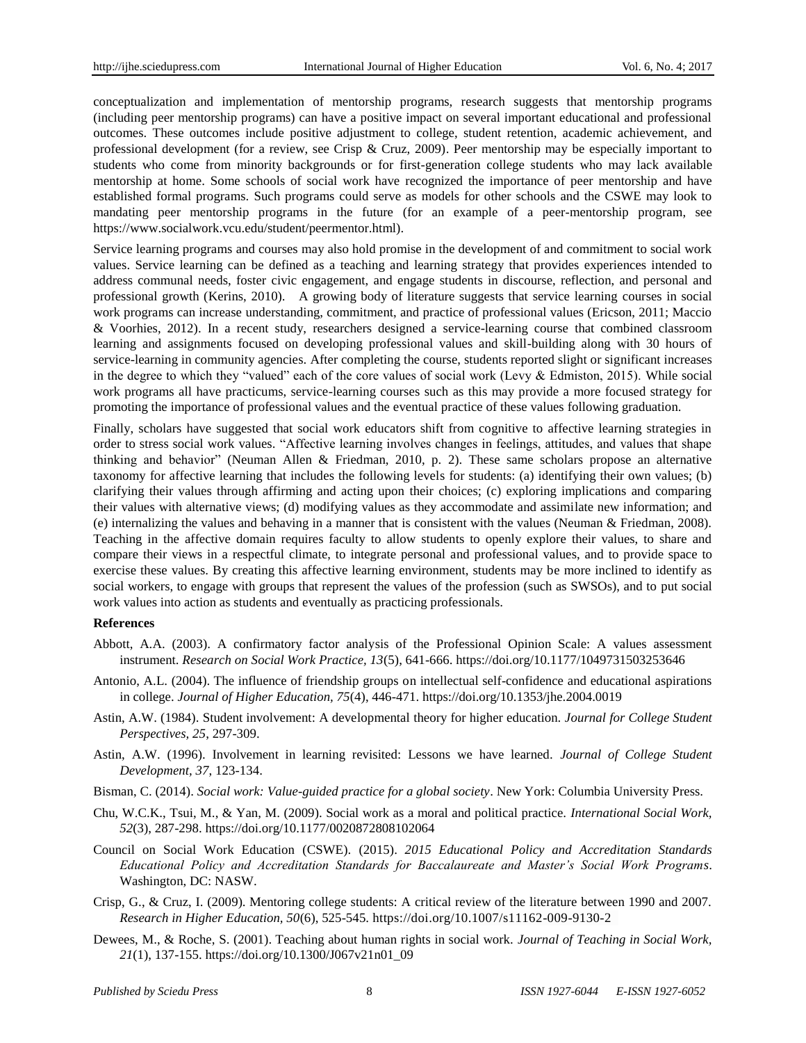conceptualization and implementation of mentorship programs, research suggests that mentorship programs (including peer mentorship programs) can have a positive impact on several important educational and professional outcomes. These outcomes include positive adjustment to college, student retention, academic achievement, and professional development (for a review, see Crisp & Cruz, 2009). Peer mentorship may be especially important to students who come from minority backgrounds or for first-generation college students who may lack available mentorship at home. Some schools of social work have recognized the importance of peer mentorship and have established formal programs. Such programs could serve as models for other schools and the CSWE may look to mandating peer mentorship programs in the future (for an example of a peer-mentorship program, see https://www.socialwork.vcu.edu/student/peermentor.html).

Service learning programs and courses may also hold promise in the development of and commitment to social work values. Service learning can be defined as a teaching and learning strategy that provides experiences intended to address communal needs, foster civic engagement, and engage students in discourse, reflection, and personal and professional growth (Kerins, 2010). A growing body of literature suggests that service learning courses in social work programs can increase understanding, commitment, and practice of professional values (Ericson, 2011; Maccio & Voorhies, 2012). In a recent study, researchers designed a service-learning course that combined classroom learning and assignments focused on developing professional values and skill-building along with 30 hours of service-learning in community agencies. After completing the course, students reported slight or significant increases in the degree to which they "valued" each of the core values of social work (Levy & Edmiston, 2015). While social work programs all have practicums, service-learning courses such as this may provide a more focused strategy for promoting the importance of professional values and the eventual practice of these values following graduation.

Finally, scholars have suggested that social work educators shift from cognitive to affective learning strategies in order to stress social work values. "Affective learning involves changes in feelings, attitudes, and values that shape thinking and behavior" (Neuman Allen & Friedman, 2010, p. 2). These same scholars propose an alternative taxonomy for affective learning that includes the following levels for students: (a) identifying their own values; (b) clarifying their values through affirming and acting upon their choices; (c) exploring implications and comparing their values with alternative views; (d) modifying values as they accommodate and assimilate new information; and (e) internalizing the values and behaving in a manner that is consistent with the values (Neuman & Friedman, 2008). Teaching in the affective domain requires faculty to allow students to openly explore their values, to share and compare their views in a respectful climate, to integrate personal and professional values, and to provide space to exercise these values. By creating this affective learning environment, students may be more inclined to identify as social workers, to engage with groups that represent the values of the profession (such as SWSOs), and to put social work values into action as students and eventually as practicing professionals.

### References

Abbott, A.A. (2003). A confirmatory factor analysis of the Professional Opinion Scale: A values assessment instrument. *Research on Social Work Practice, 13*(5), 641-666. https://doi.org/10.1177/1049731503253646

Antonio, A.L. (2004). The influence of friendship groups on intellectual self-confidence and educational aspirations in college. *Journal of Higher Education, 75*(4), 446-471. https://doi.org/10.1353/jhe.2004.0019

Astin, A.W. (1984). Student involvement: A developmental theory for higher education. *Journal for College Student Perspectives, 25*, 297-309.

Astin, A.W. (1996). Involvement in learning revisited: Lessons we have learned. *Journal of College Student Development, 37*, 123-134.

Bisman, C. (2014). *Social work: Value-guided practice for a global society*. New York: Columbia University Press.

Chu, W.C.K., Tsui, M., & Yan, M. (2009). Social work as a moral and political practice. *International Social Work, 52*(3), 287-298. https://doi.org/10.1177/0020872808102064

Council on Social Work Education (CSWE). (2015). *2015 Educational Policy and Accreditation Standards Educational Policy and Accreditation Standards for Baccalaureate and Master's Social Work Programs*. Washington, DC: NASW.

Crisp, G., & Cruz, I. (2009). Mentoring college students: A critical review of the literature between 1990 and 2007. *Research in Higher Education, 50*(6), 525-545. https://doi.org/10.1007/s11162-009-9130-2

Dewees, M., & Roche, S. (2001). Teaching about human rights in social work. *Journal of Teaching in Social Work, 21*(1), 137-155. https://doi.org/10.1300/J067v21n01_09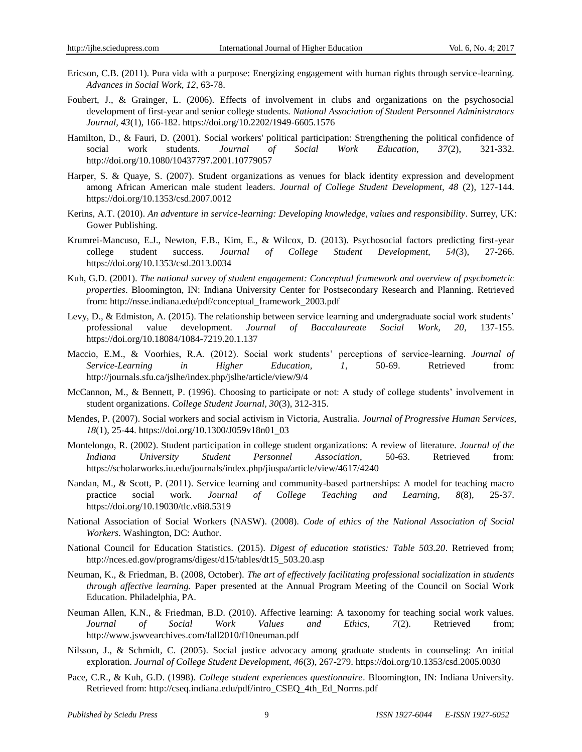Ericson, C.B. (2011). Pura vida with a purpose: Energizing engagement with human rights through service-learning. *Advances in Social Work, 12*, 63-78.

Foubert, J., & Grainger, L. (2006). Effects of involvement in clubs and organizations on the psychosocial development of first-year and senior college students. *National Association of Student Personnel Administrators Journal, 43*(1), 166-182. https://doi.org/10.2202/1949-6605.1576

Hamilton, D., & Fauri, D. (2001). Social workers' political participation: Strengthening the political confidence of social work students. *Journal of Social Work Education, 37*(2), 321-332. http://doi.org/10.1080/10437797.2001.10779057

Harper, S. & Quaye, S. (2007). Student organizations as venues for black identity expression and development among African American male student leaders. *Journal of College Student Development, 48* (2), 127-144. https://doi.org/10.1353/csd.2007.0012

Kerins, A.T. (2010). *An adventure in service-learning: Developing knowledge, values and responsibility*. Surrey, UK: Gower Publishing.

Krumrei-Mancuso, E.J., Newton, F.B., Kim, E., & Wilcox, D. (2013). Psychosocial factors predicting first-year college student success. *Journal of College Student Development, 54*(3), 27-266. https://doi.org/10.1353/csd.2013.0034

Kuh, G.D. (2001). *The national survey of student engagement: Conceptual framework and overview of psychometric properties*. Bloomington, IN: Indiana University Center for Postsecondary Research and Planning. Retrieved from: http://nsse.indiana.edu/pdf/conceptual_framework_2003.pdf

Levy, D., & Edmiston, A. (2015). The relationship between service learning and undergraduate social work students' professional value development. *Journal of Baccalaureate Social Work, 20*, 137-155. https://doi.org/10.18084/1084-7219.20.1.137

Maccio, E.M., & Voorhies, R.A. (2012). Social work students' perceptions of service-learning. *Journal of Service-Learning in Higher Education, 1*, 50-69. Retrieved from: http://journals.sfu.ca/jslhe/index.php/jslhe/article/view/9/4

McCannon, M., & Bennett, P. (1996). Choosing to participate or not: A study of college students' involvement in student organizations. *College Student Journal, 30*(3), 312-315.

Mendes, P. (2007). Social workers and social activism in Victoria, Australia. *Journal of Progressive Human Services, 18*(1), 25-44. https://doi.org/10.1300/J059v18n01_03

Montelongo, R. (2002). Student participation in college student organizations: A review of literature. *Journal of the Indiana University Student Personnel Association*, 50-63. Retrieved from: https://scholarworks.iu.edu/journals/index.php/jiuspa/article/view/4617/4240

Nandan, M., & Scott, P. (2011). Service learning and community-based partnerships: A model for teaching macro practice social work. *Journal of College Teaching and Learning, 8*(8), 25-37. https://doi.org/10.19030/tlc.v8i8.5319

National Association of Social Workers (NASW). (2008). *Code of ethics of the National Association of Social Workers*. Washington, DC: Author.

National Council for Education Statistics. (2015). *Digest of education statistics: Table 503.20*. Retrieved from; http://nces.ed.gov/programs/digest/d15/tables/dt15_503.20.asp

Neuman, K., & Friedman, B. (2008, October). *The art of effectively facilitating professional socialization in students through affective learning.* Paper presented at the Annual Program Meeting of the Council on Social Work Education. Philadelphia, PA.

Neuman Allen, K.N., & Friedman, B.D. (2010). Affective learning: A taxonomy for teaching social work values. *Journal of Social Work Values and Ethics, 7*(2). Retrieved from; http://www.jswvearchives.com/fall2010/f10neuman.pdf

Nilsson, J., & Schmidt, C. (2005). Social justice advocacy among graduate students in counseling: An initial exploration. *Journal of College Student Development, 46*(3), 267-279. https://doi.org/10.1353/csd.2005.0030

Pace, C.R., & Kuh, G.D. (1998). *College student experiences questionnaire*. Bloomington, IN: Indiana University. Retrieved from: http://cseq.indiana.edu/pdf/intro_CSEQ_4th_Ed_Norms.pdf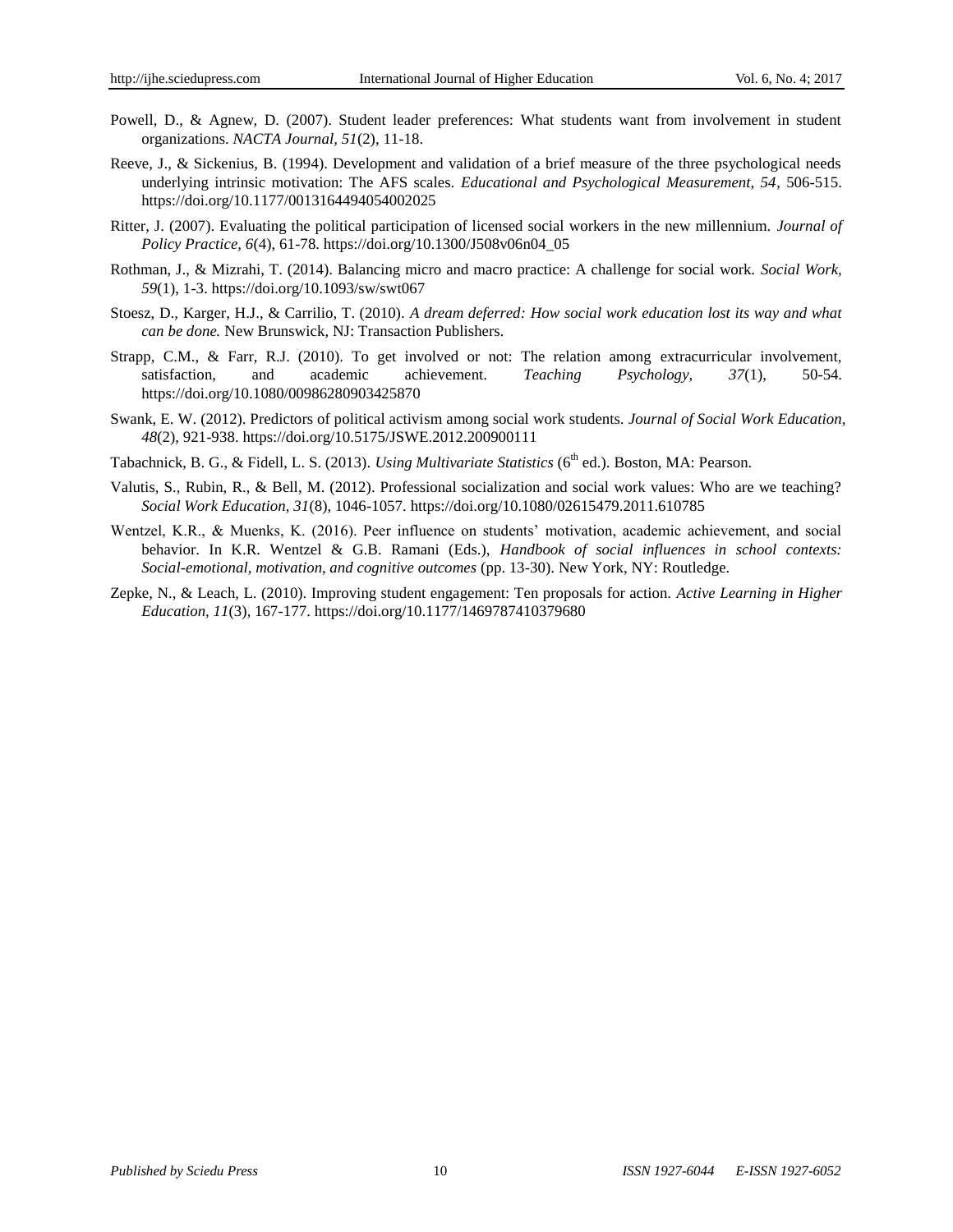Powell, D., & Agnew, D. (2007). Student leader preferences: What students want from involvement in student organizations. *NACTA Journal, 51*(2), 11-18.

Reeve, J., & Sickenius, B. (1994). Development and validation of a brief measure of the three psychological needs underlying intrinsic motivation: The AFS scales. *Educational and Psychological Measurement, 54*, 506-515. https://doi.org/10.1177/0013164494054002025

Ritter, J. (2007). Evaluating the political participation of licensed social workers in the new millennium. *Journal of Policy Practice, 6*(4), 61-78. https://doi.org/10.1300/J508v06n04_05

Rothman, J., & Mizrahi, T. (2014). Balancing micro and macro practice: A challenge for social work. *Social Work, 59*(1), 1-3. https://doi.org/10.1093/sw/swt067

Stoesz, D., Karger, H.J., & Carrilio, T. (2010). *A dream deferred: How social work education lost its way and what can be done.* New Brunswick, NJ: Transaction Publishers.

Strapp, C.M., & Farr, R.J. (2010). To get involved or not: The relation among extracurricular involvement, satisfaction, and academic achievement. *Teaching Psychology, 37*(1), 50-54. https://doi.org/10.1080/00986280903425870

Swank, E. W. (2012). Predictors of political activism among social work students. *Journal of Social Work Education, 48*(2), 921-938. https://doi.org/10.5175/JSWE.2012.200900111

Tabachnick, B. G., & Fidell, L. S. (2013). *Using Multivariate Statistics* (6th ed.). Boston, MA: Pearson.

Valutis, S., Rubin, R., & Bell, M. (2012). Professional socialization and social work values: Who are we teaching? *Social Work Education, 31*(8), 1046-1057. https://doi.org/10.1080/02615479.2011.610785

Wentzel, K.R., & Muenks, K. (2016). Peer influence on students' motivation, academic achievement, and social behavior. In K.R. Wentzel & G.B. Ramani (Eds.), *Handbook of social influences in school contexts: Social-emotional, motivation, and cognitive outcomes* (pp. 13-30). New York, NY: Routledge.

Zepke, N., & Leach, L. (2010). Improving student engagement: Ten proposals for action. *Active Learning in Higher Education, 11*(3), 167-177. https://doi.org/10.1177/1469787410379680